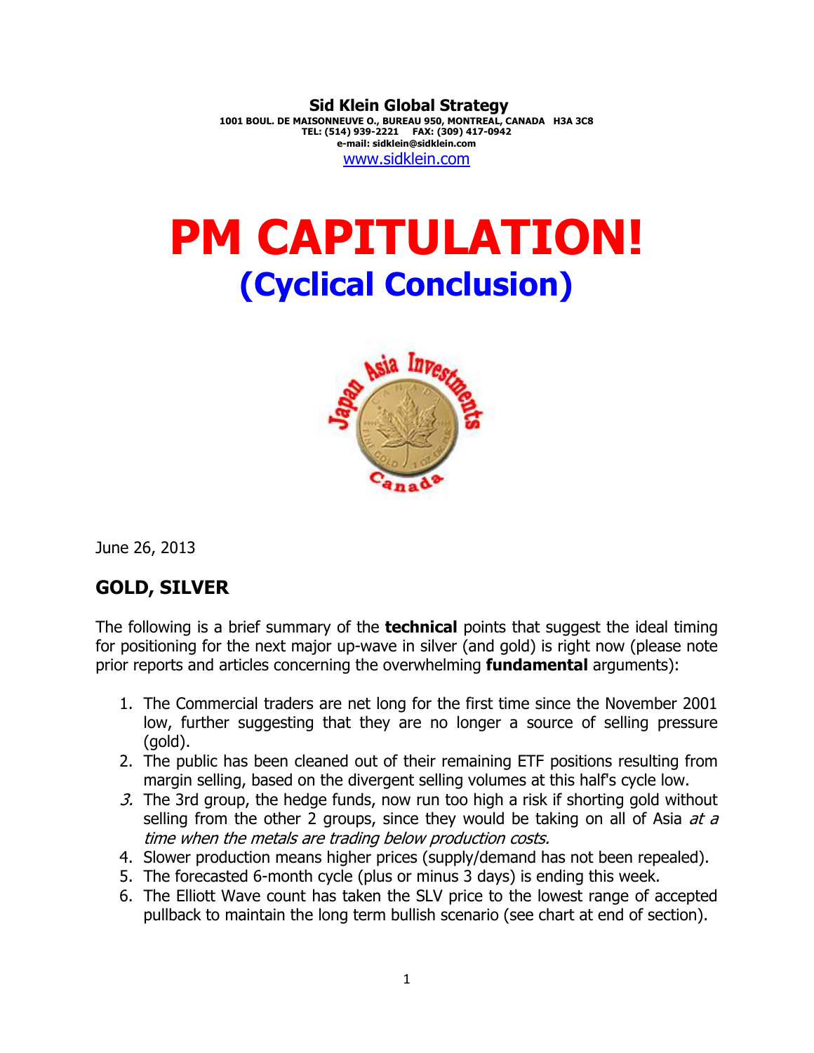**Sid Klein Global Strategy**
1001 BOUL. DE MAISONNEUVE O., BUREAU 950, MONTREAL, CANADA H3A 3C8
TEL: (514) 939-2221 FAX: (309) 417-0942
e-mail: sidklein@sidklein.com
www.sidklein.com

# PM CAPITULATION!

## (Cyclical Conclusion)

June 26, 2013

## GOLD, SILVER

The following is a brief summary of the **technical** points that suggest the ideal timing for positioning for the next major up-wave in silver (and gold) is right now (please note prior reports and articles concerning the overwhelming **fundamental** arguments):

1. The Commercial traders are net long for the first time since the November 2001 low, further suggesting that they are no longer a source of selling pressure (gold).
2. The public has been cleaned out of their remaining ETF positions resulting from margin selling, based on the divergent selling volumes at this half's cycle low.
3. The 3rd group, the hedge funds, now run too high a risk if shorting gold without selling from the other 2 groups, since they would be taking on all of Asia *at a time when the metals are trading below production costs.*
4. Slower production means higher prices (supply/demand has not been repealed).
5. The forecasted 6-month cycle (plus or minus 3 days) is ending this week.
6. The Elliott Wave count has taken the SLV price to the lowest range of accepted pullback to maintain the long term bullish scenario (see chart at end of section).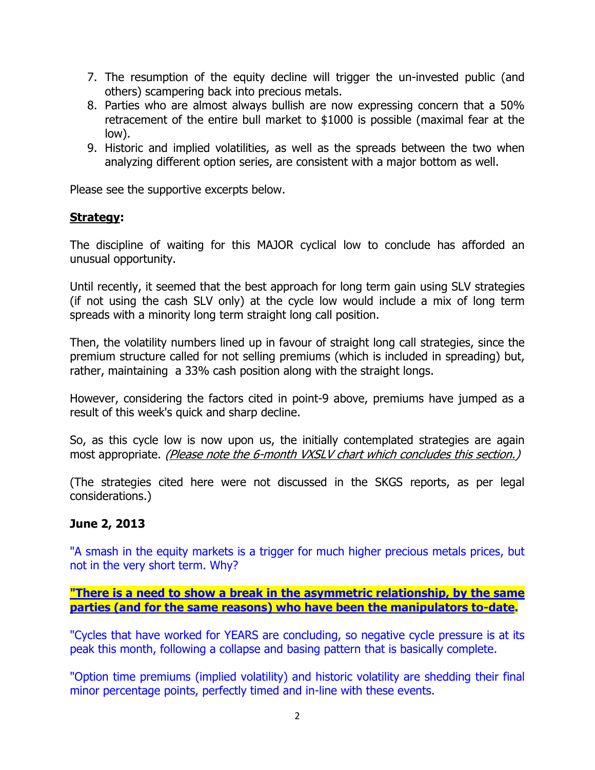7. The resumption of the equity decline will trigger the un-invested public (and others) scampering back into precious metals.
8. Parties who are almost always bullish are now expressing concern that a 50% retracement of the entire bull market to $1000 is possible (maximal fear at the low).
9. Historic and implied volatilities, as well as the spreads between the two when analyzing different option series, are consistent with a major bottom as well.

Please see the supportive excerpts below.

**Strategy:**

The discipline of waiting for this MAJOR cyclical low to conclude has afforded an unusual opportunity.

Until recently, it seemed that the best approach for long term gain using SLV strategies (if not using the cash SLV only) at the cycle low would include a mix of long term spreads with a minority long term straight long call position.

Then, the volatility numbers lined up in favour of straight long call strategies, since the premium structure called for not selling premiums (which is included in spreading) but, rather, maintaining a 33% cash position along with the straight longs.

However, considering the factors cited in point-9 above, premiums have jumped as a result of this week's quick and sharp decline.

So, as this cycle low is now upon us, the initially contemplated strategies are again most appropriate. *(Please note the 6-month VXSLV chart which concludes this section.)*

(The strategies cited here were not discussed in the SKGS reports, as per legal considerations.)

**June 2, 2013**

"A smash in the equity markets is a trigger for much higher precious metals prices, but not in the very short term. Why?

**"There is a need to show a break in the asymmetric relationship, by the same parties (and for the same reasons) who have been the manipulators to-date.**

"Cycles that have worked for YEARS are concluding, so negative cycle pressure is at its peak this month, following a collapse and basing pattern that is basically complete.

"Option time premiums (implied volatility) and historic volatility are shedding their final minor percentage points, perfectly timed and in-line with these events.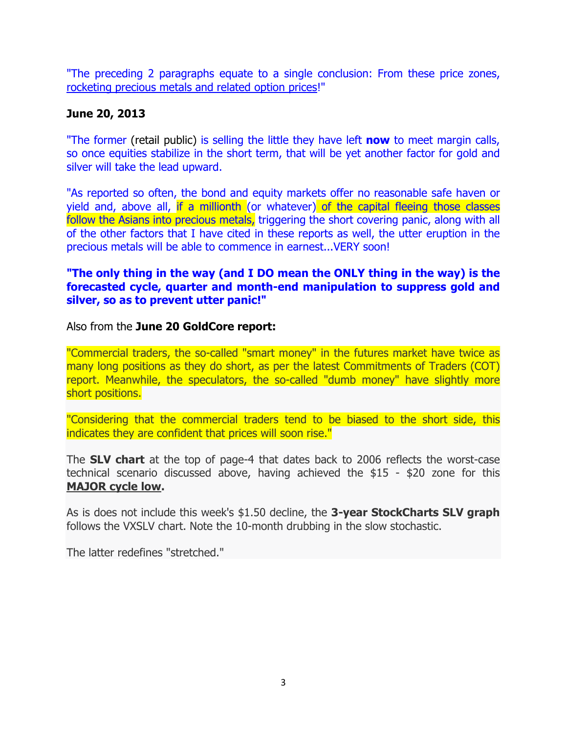"The preceding 2 paragraphs equate to a single conclusion: From these price zones, rocketing precious metals and related option prices!"

**June 20, 2013**

"The former (retail public) is selling the little they have left **now** to meet margin calls, so once equities stabilize in the short term, that will be yet another factor for gold and silver will take the lead upward.

"As reported so often, the bond and equity markets offer no reasonable safe haven or yield and, above all, if a millionth (or whatever) of the capital fleeing those classes follow the Asians into precious metals, triggering the short covering panic, along with all of the other factors that I have cited in these reports as well, the utter eruption in the precious metals will be able to commence in earnest...VERY soon!

**"The only thing in the way (and I DO mean the ONLY thing in the way) is the forecasted cycle, quarter and month-end manipulation to suppress gold and silver, so as to prevent utter panic!"**

Also from the **June 20 GoldCore report:**

"Commercial traders, the so-called "smart money" in the futures market have twice as many long positions as they do short, as per the latest Commitments of Traders (COT) report. Meanwhile, the speculators, the so-called "dumb money" have slightly more short positions.

"Considering that the commercial traders tend to be biased to the short side, this indicates they are confident that prices will soon rise."

The **SLV chart** at the top of page-4 that dates back to 2006 reflects the worst-case technical scenario discussed above, having achieved the $15 - $20 zone for this **MAJOR cycle low**.

As is does not include this week's $1.50 decline, the **3-year StockCharts SLV graph** follows the VXSLV chart. Note the 10-month drubbing in the slow stochastic.

The latter redefines "stretched."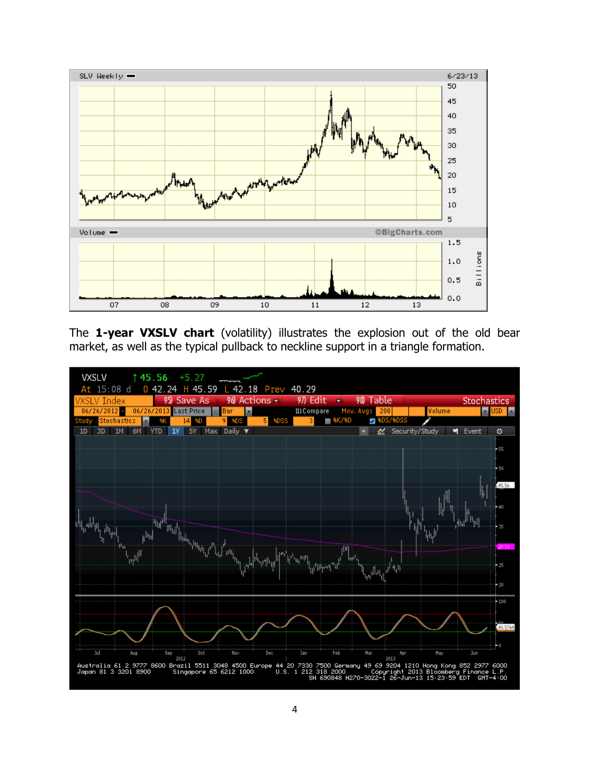The **1-year VXSLV chart** (volatility) illustrates the explosion out of the old bear market, as well as the typical pullback to neckline support in a triangle formation.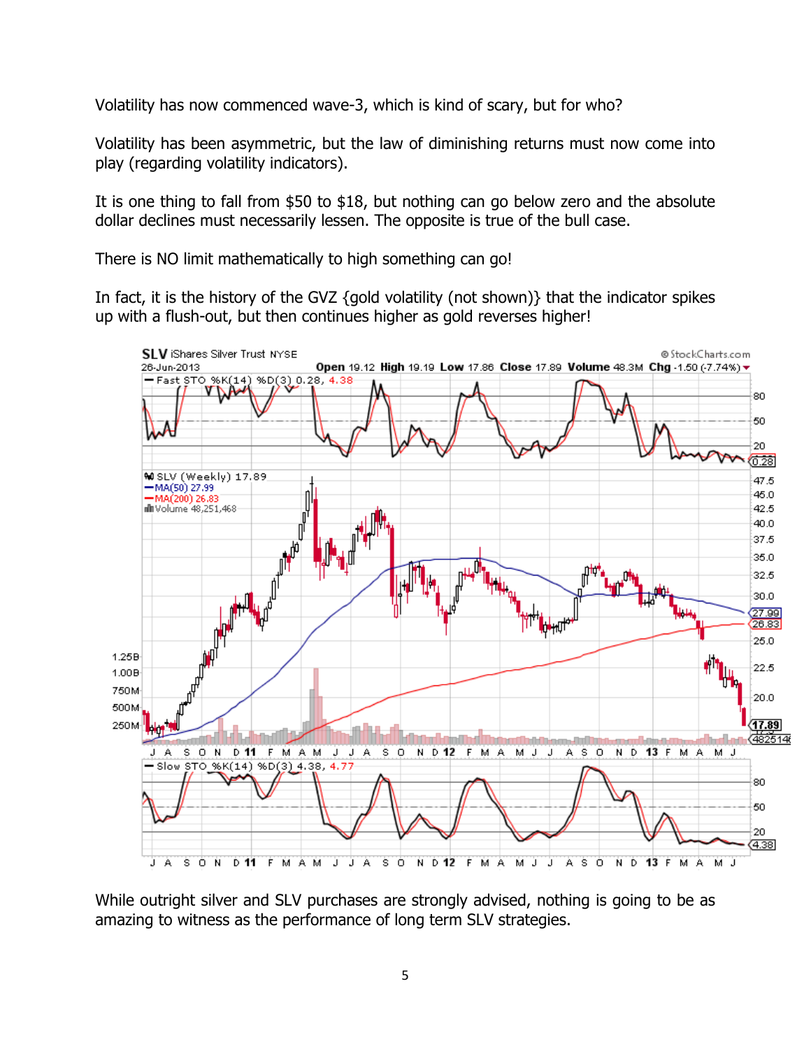Volatility has now commenced wave-3, which is kind of scary, but for who?

Volatility has been asymmetric, but the law of diminishing returns must now come into play (regarding volatility indicators).

It is one thing to fall from $50 to $18, but nothing can go below zero and the absolute dollar declines must necessarily lessen. The opposite is true of the bull case.

There is NO limit mathematically to high something can go!

In fact, it is the history of the GVZ {gold volatility (not shown)} that the indicator spikes up with a flush-out, but then continues higher as gold reverses higher!

While outright silver and SLV purchases are strongly advised, nothing is going to be as amazing to witness as the performance of long term SLV strategies.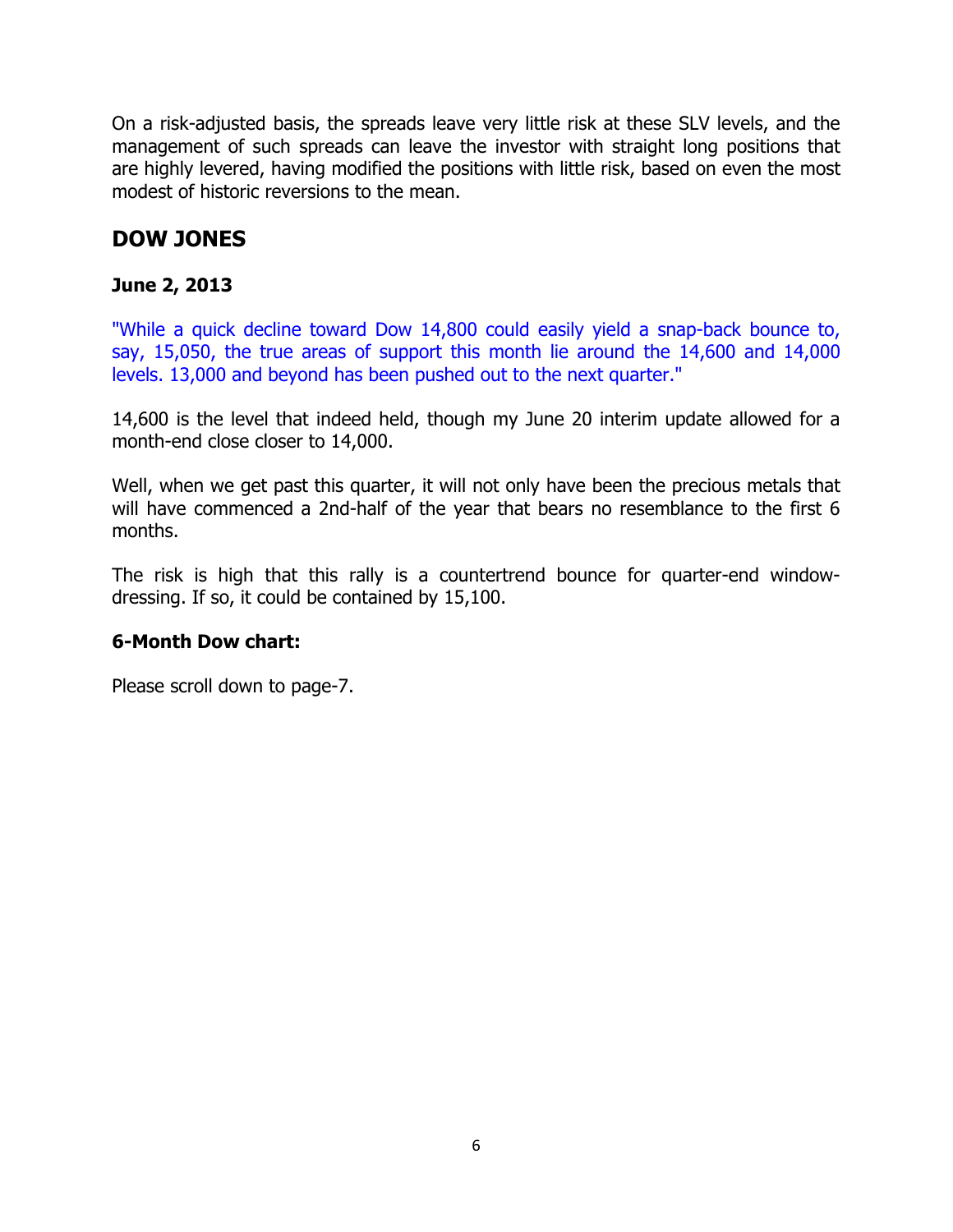On a risk-adjusted basis, the spreads leave very little risk at these SLV levels, and the management of such spreads can leave the investor with straight long positions that are highly levered, having modified the positions with little risk, based on even the most modest of historic reversions to the mean.

## DOW JONES

**June 2, 2013**

"While a quick decline toward Dow 14,800 could easily yield a snap-back bounce to, say, 15,050, the true areas of support this month lie around the 14,600 and 14,000 levels. 13,000 and beyond has been pushed out to the next quarter."

14,600 is the level that indeed held, though my June 20 interim update allowed for a month-end close closer to 14,000.

Well, when we get past this quarter, it will not only have been the precious metals that will have commenced a 2nd-half of the year that bears no resemblance to the first 6 months.

The risk is high that this rally is a countertrend bounce for quarter-end window-dressing. If so, it could be contained by 15,100.

**6-Month Dow chart:**

Please scroll down to page-7.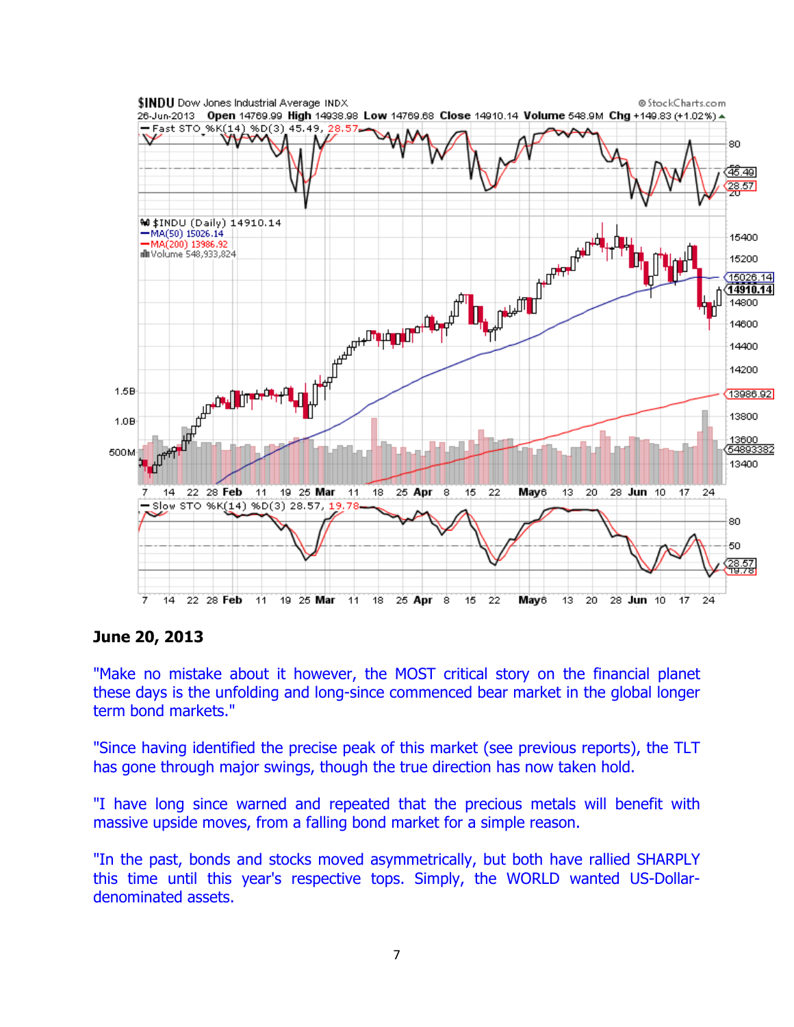**June 20, 2013**

"Make no mistake about it however, the MOST critical story on the financial planet these days is the unfolding and long-since commenced bear market in the global longer term bond markets."

"Since having identified the precise peak of this market (see previous reports), the TLT has gone through major swings, though the true direction has now taken hold.

"I have long since warned and repeated that the precious metals will benefit with massive upside moves, from a falling bond market for a simple reason.

"In the past, bonds and stocks moved asymmetrically, but both have rallied SHARPLY this time until this year's respective tops. Simply, the WORLD wanted US-Dollar-denominated assets.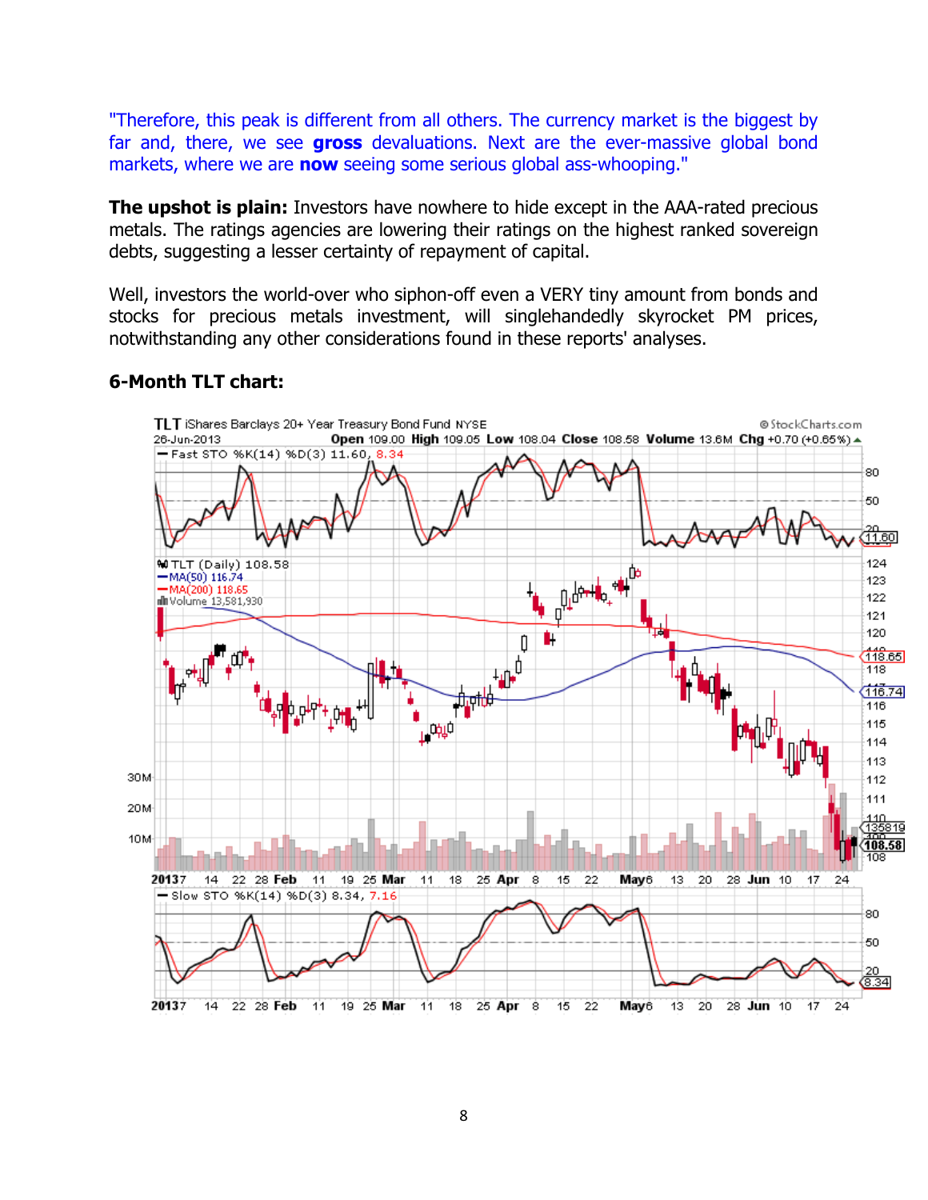"Therefore, this peak is different from all others. The currency market is the biggest by far and, there, we see **gross** devaluations. Next are the ever-massive global bond markets, where we are **now** seeing some serious global ass-whooping."

**The upshot is plain:** Investors have nowhere to hide except in the AAA-rated precious metals. The ratings agencies are lowering their ratings on the highest ranked sovereign debts, suggesting a lesser certainty of repayment of capital.

Well, investors the world-over who siphon-off even a VERY tiny amount from bonds and stocks for precious metals investment, will singlehandedly skyrocket PM prices, notwithstanding any other considerations found in these reports' analyses.

**6-Month TLT chart:**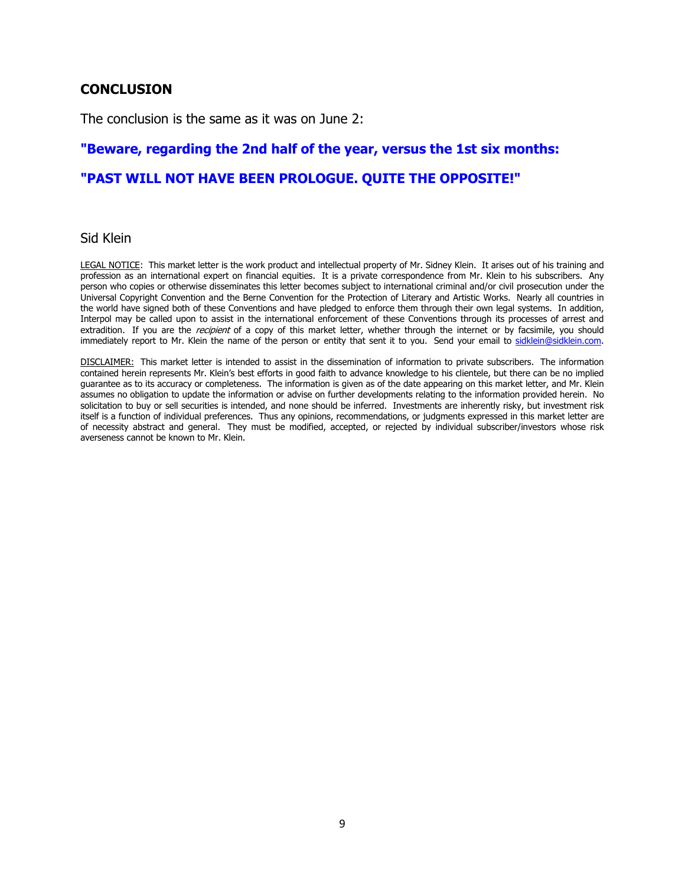## CONCLUSION

The conclusion is the same as it was on June 2:

**"Beware, regarding the 2nd half of the year, versus the 1st six months:**

**"PAST WILL NOT HAVE BEEN PROLOGUE. QUITE THE OPPOSITE!"**

Sid Klein

LEGAL NOTICE: This market letter is the work product and intellectual property of Mr. Sidney Klein. It arises out of his training and profession as an international expert on financial equities. It is a private correspondence from Mr. Klein to his subscribers. Any person who copies or otherwise disseminates this letter becomes subject to international criminal and/or civil prosecution under the Universal Copyright Convention and the Berne Convention for the Protection of Literary and Artistic Works. Nearly all countries in the world have signed both of these Conventions and have pledged to enforce them through their own legal systems. In addition, Interpol may be called upon to assist in the international enforcement of these Conventions through its processes of arrest and extradition. If you are the *recipient* of a copy of this market letter, whether through the internet or by facsimile, you should immediately report to Mr. Klein the name of the person or entity that sent it to you. Send your email to sidklein@sidklein.com.

DISCLAIMER: This market letter is intended to assist in the dissemination of information to private subscribers. The information contained herein represents Mr. Klein's best efforts in good faith to advance knowledge to his clientele, but there can be no implied guarantee as to its accuracy or completeness. The information is given as of the date appearing on this market letter, and Mr. Klein assumes no obligation to update the information or advise on further developments relating to the information provided herein. No solicitation to buy or sell securities is intended, and none should be inferred. Investments are inherently risky, but investment risk itself is a function of individual preferences. Thus any opinions, recommendations, or judgments expressed in this market letter are of necessity abstract and general. They must be modified, accepted, or rejected by individual subscriber/investors whose risk averseness cannot be known to Mr. Klein.